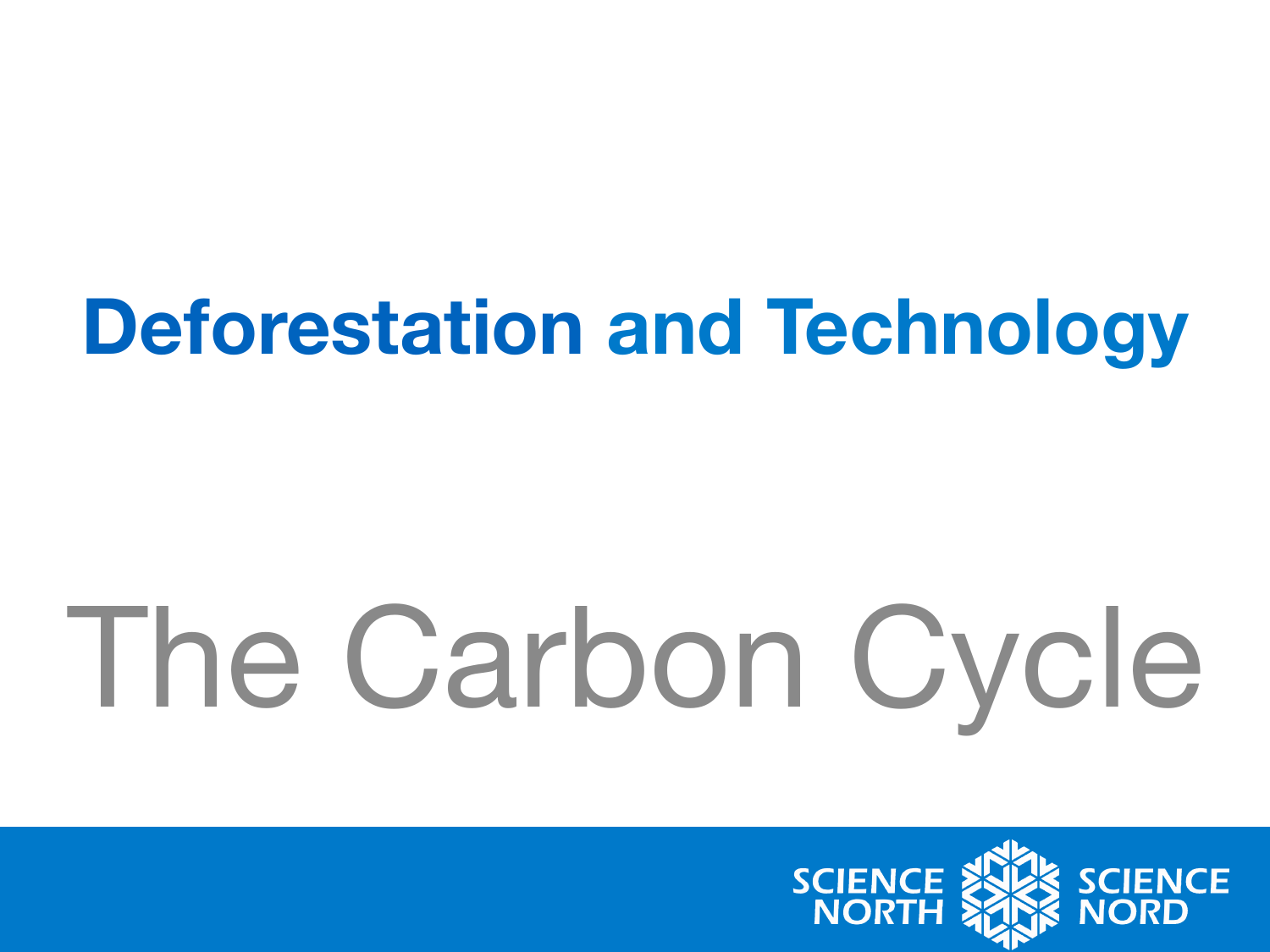# Deforestation and Technology

## The Carbon Cycle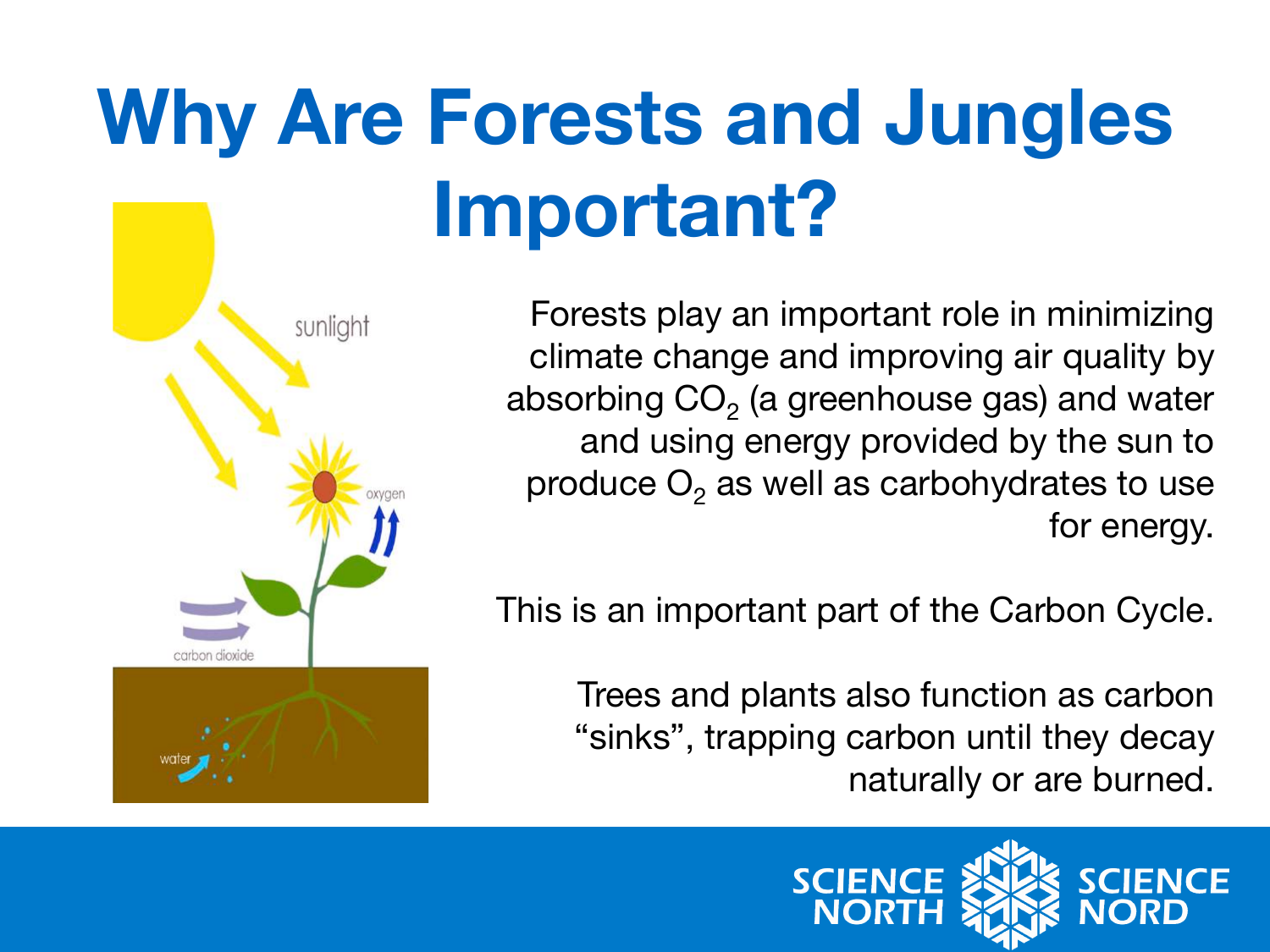# Why Are Forests and Jungles Important?

Forests play an important role in minimizing climate change and improving air quality by absorbing $CO_2$ (a greenhouse gas) and water and using energy provided by the sun to produce $O_2$ as well as carbohydrates to use for energy.

This is an important part of the Carbon Cycle.

Trees and plants also function as carbon “sinks”, trapping carbon until they decay naturally or are burned.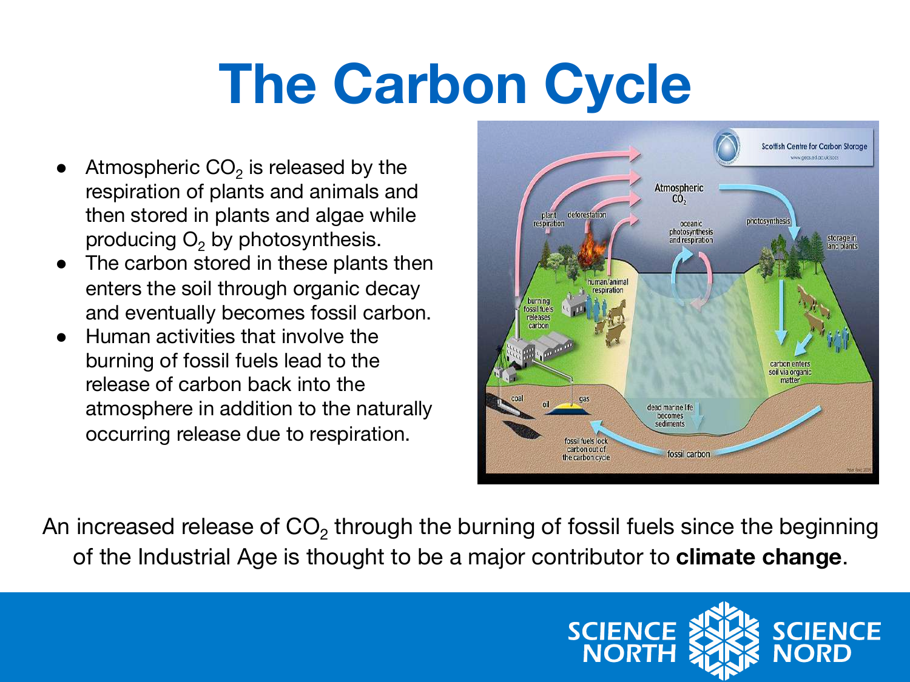# The Carbon Cycle

- Atmospheric $CO_2$ is released by the respiration of plants and animals and then stored in plants and algae while producing $O_2$ by photosynthesis.
- The carbon stored in these plants then enters the soil through organic decay and eventually becomes fossil carbon.
- Human activities that involve the burning of fossil fuels lead to the release of carbon back into the atmosphere in addition to the naturally occurring release due to respiration.

An increased release of $CO_2$ through the burning of fossil fuels since the beginning of the Industrial Age is thought to be a major contributor to **climate change**.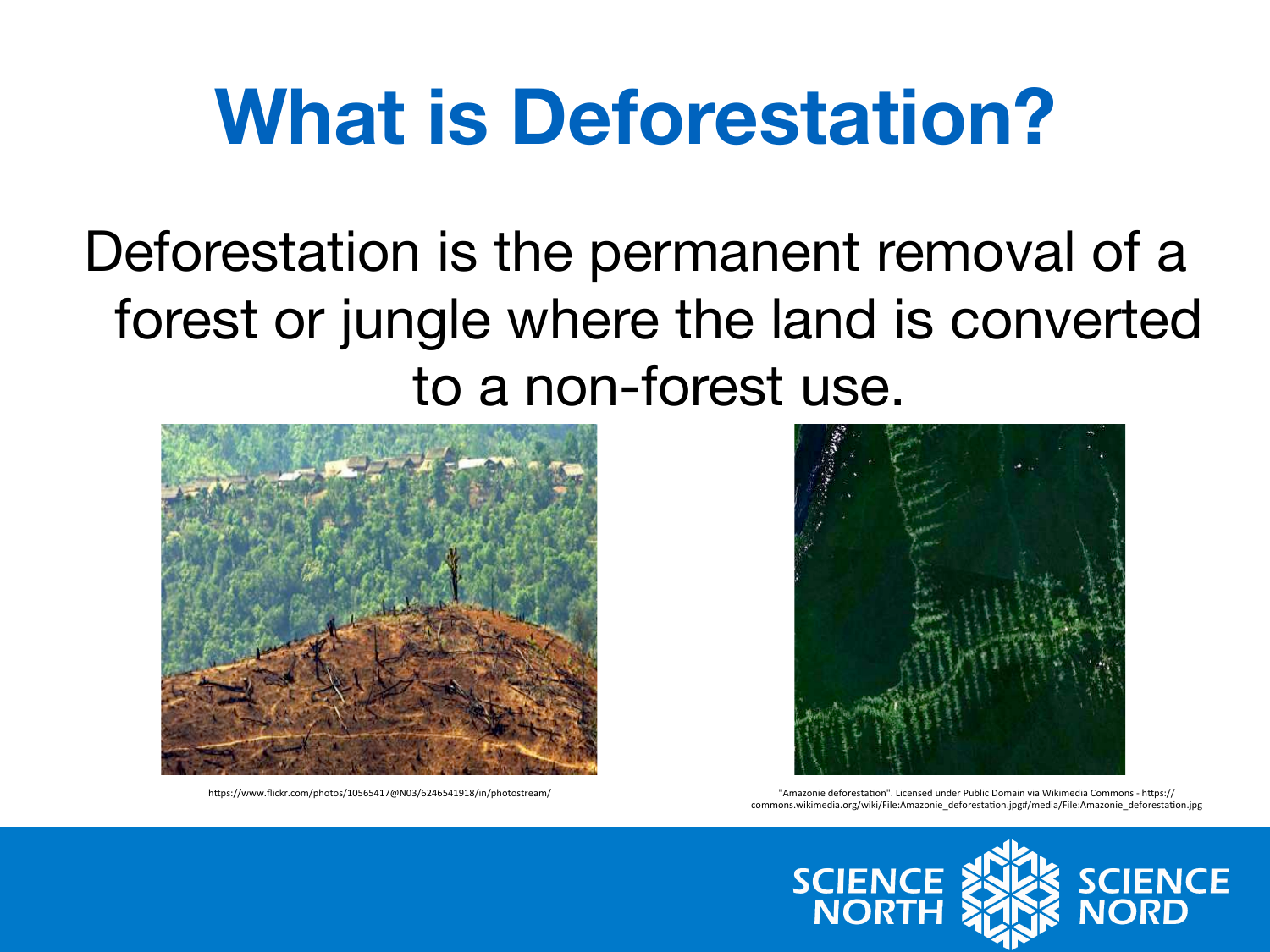# What is Deforestation?

Deforestation is the permanent removal of a forest or jungle where the land is converted to a non-forest use.

https://www.flickr.com/photos/10565417@N03/6246541918/in/photostream/

"Amazonie deforestation". Licensed under Public Domain via Wikimedia Commons - https://commons.wikimedia.org/wiki/File:Amazonie_deforestation.jpg#/media/File:Amazonie_deforestation.jpg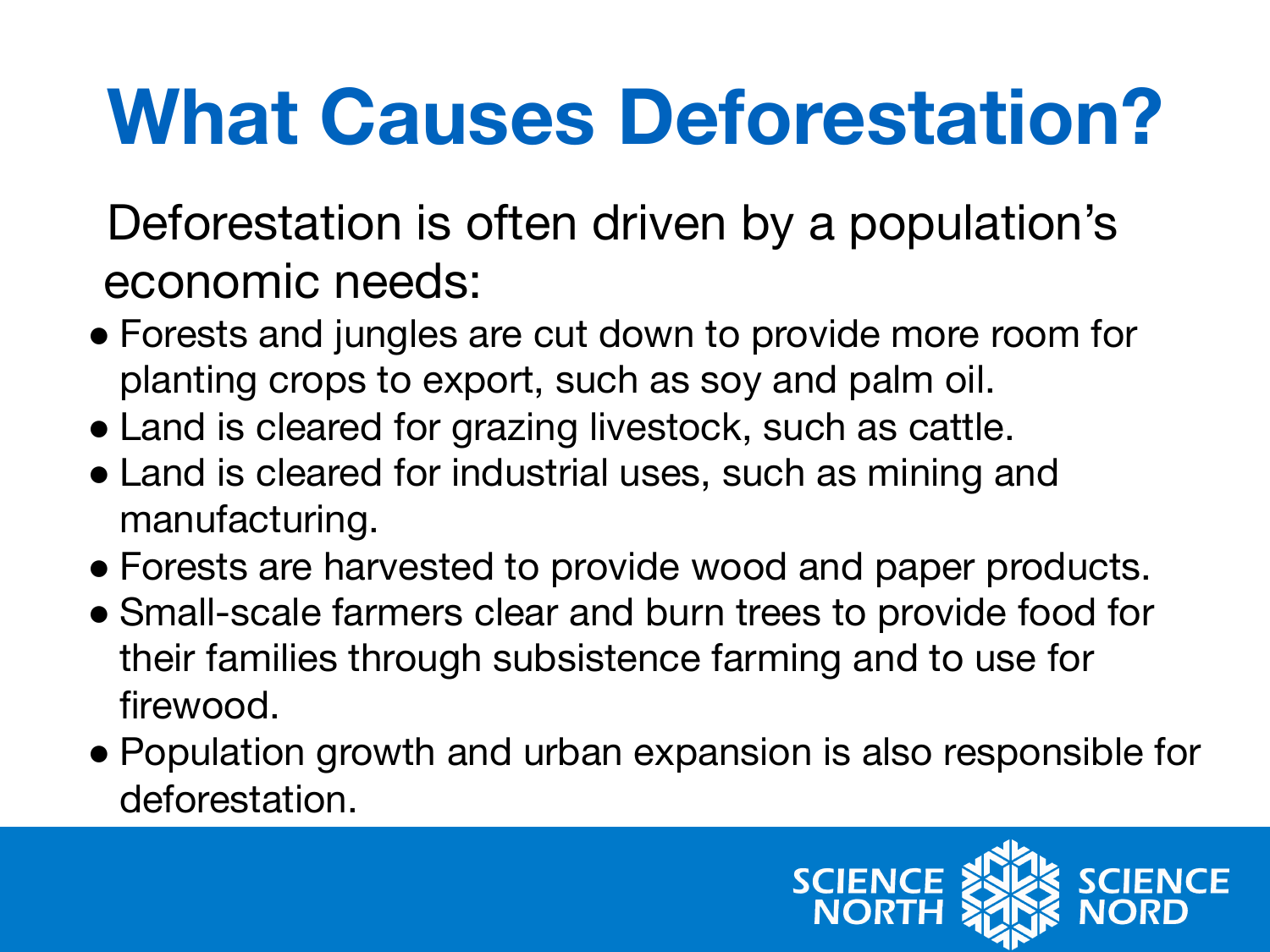# What Causes Deforestation?

Deforestation is often driven by a population's economic needs:

- Forests and jungles are cut down to provide more room for planting crops to export, such as soy and palm oil.
- Land is cleared for grazing livestock, such as cattle.
- Land is cleared for industrial uses, such as mining and manufacturing.
- Forests are harvested to provide wood and paper products.
- Small-scale farmers clear and burn trees to provide food for their families through subsistence farming and to use for firewood.
- Population growth and urban expansion is also responsible for deforestation.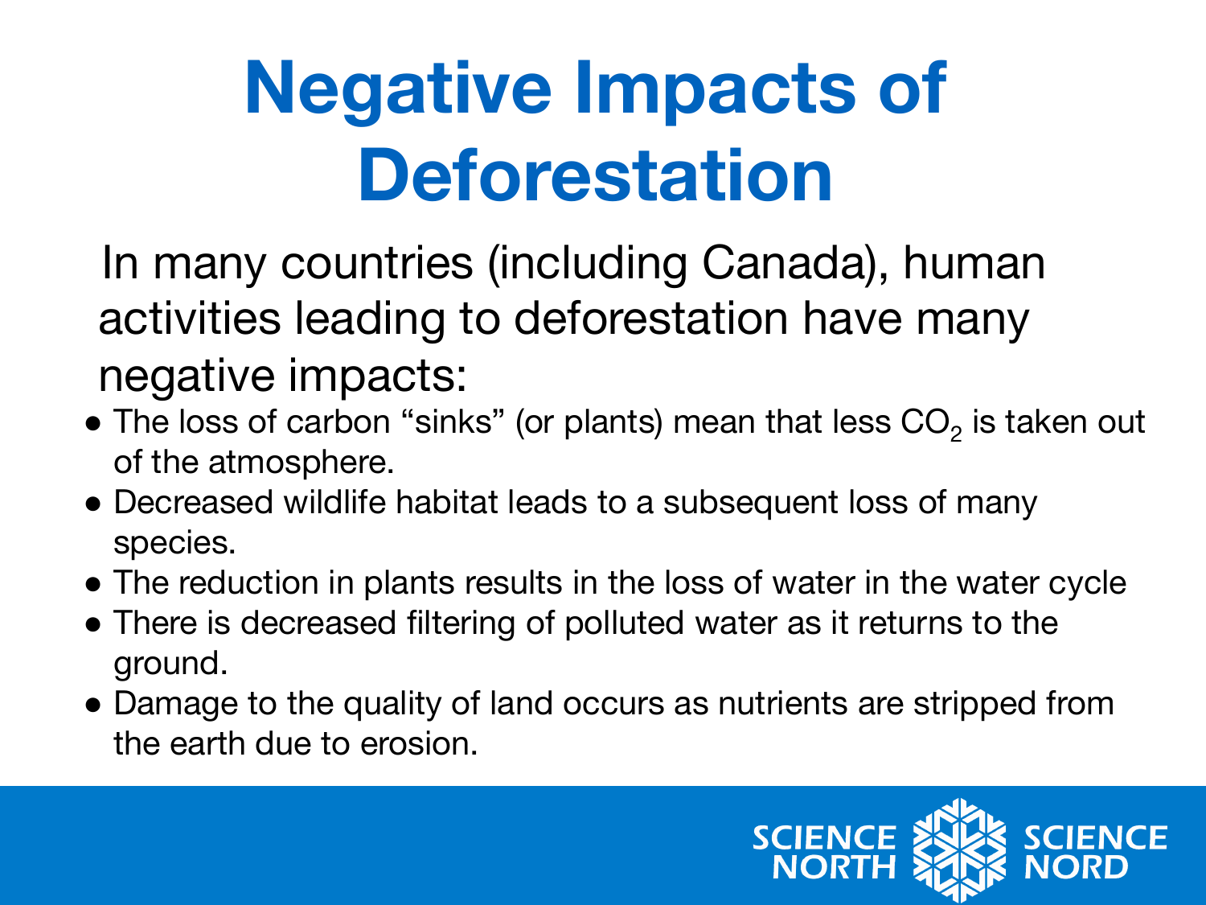# Negative Impacts of Deforestation

In many countries (including Canada), human activities leading to deforestation have many negative impacts:

- The loss of carbon “sinks” (or plants) mean that less $CO_2$ is taken out of the atmosphere.
- Decreased wildlife habitat leads to a subsequent loss of many species.
- The reduction in plants results in the loss of water in the water cycle
- There is decreased filtering of polluted water as it returns to the ground.
- Damage to the quality of land occurs as nutrients are stripped from the earth due to erosion.